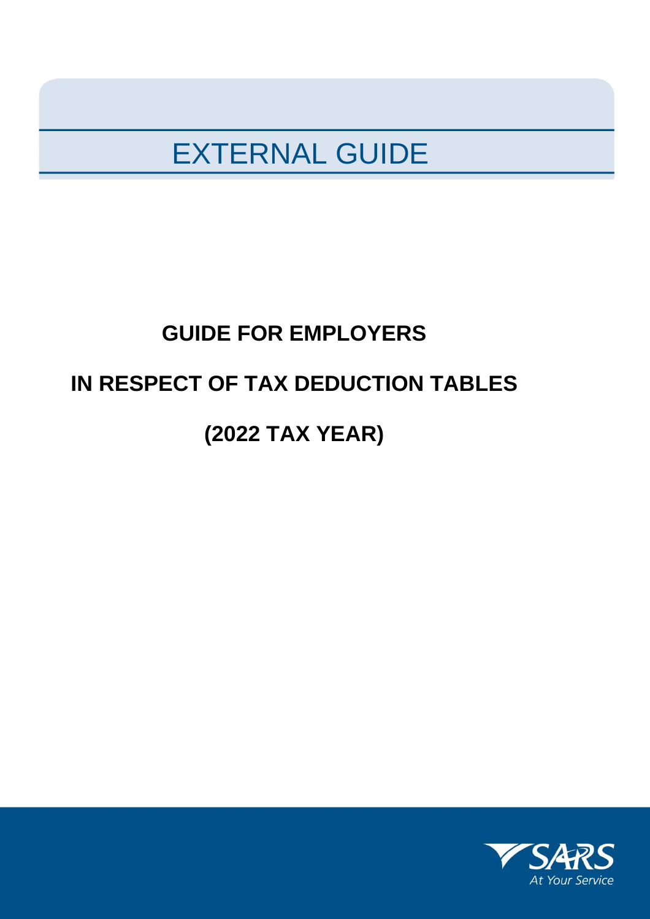EXTERNAL GUIDE

# GUIDE FOR EMPLOYERS

# IN RESPECT OF TAX DEDUCTION TABLES

# (2022 TAX YEAR)

SARS
At Your Service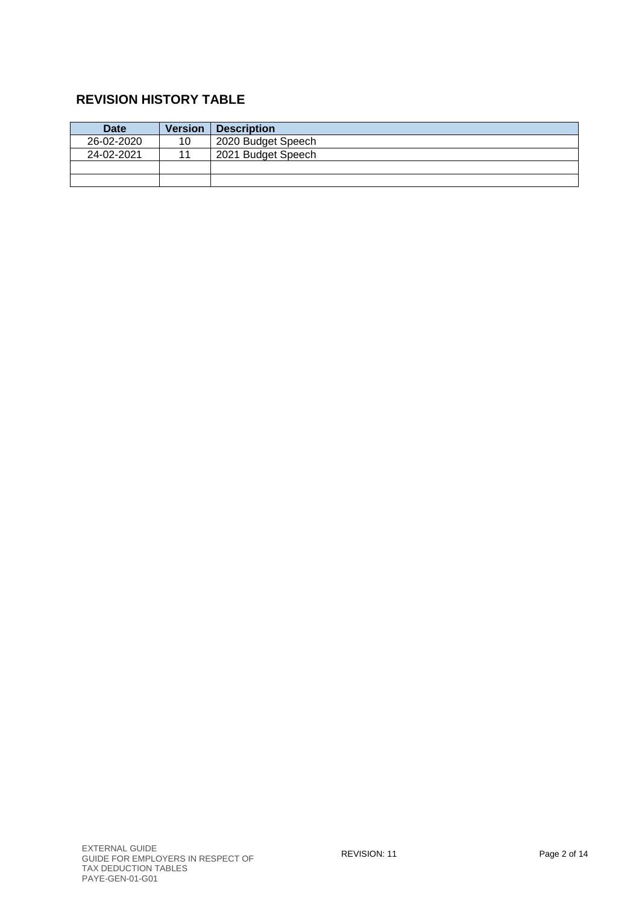## REVISION HISTORY TABLE

| Date | Version | Description |
|---|---|---|
| 26-02-2020 | 10 | 2020 Budget Speech |
| 24-02-2021 | 11 | 2021 Budget Speech |
| | | |
| | | |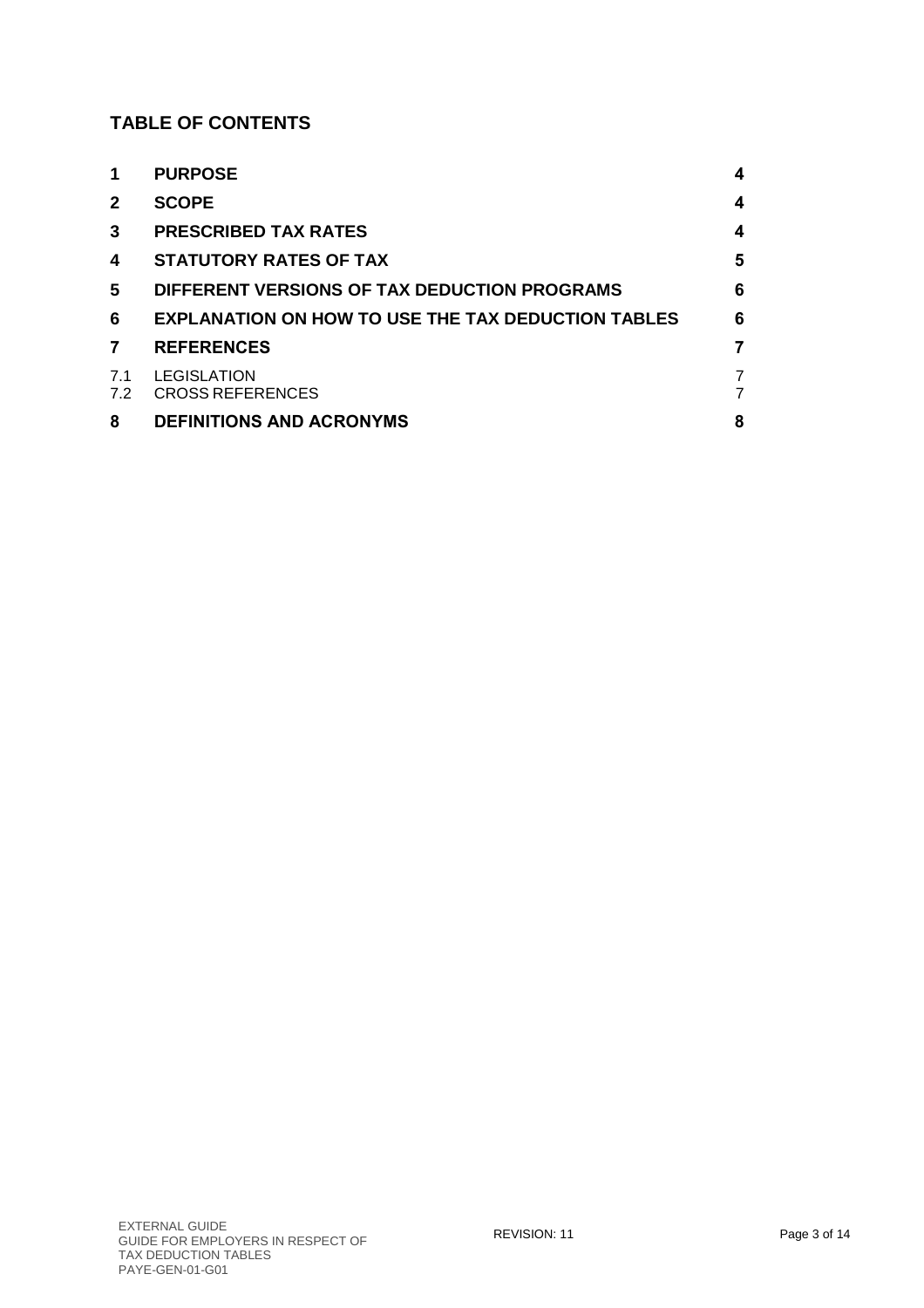## TABLE OF CONTENTS

| | | |
|---|---|---|
| **1** | **PURPOSE** | **4** |
| **2** | **SCOPE** | **4** |
| **3** | **PRESCRIBED TAX RATES** | **4** |
| **4** | **STATUTORY RATES OF TAX** | **5** |
| **5** | **DIFFERENT VERSIONS OF TAX DEDUCTION PROGRAMS** | **6** |
| **6** | **EXPLANATION ON HOW TO USE THE TAX DEDUCTION TABLES** | **6** |
| **7** | **REFERENCES** | **7** |
| 7.1 | LEGISLATION | 7 |
| 7.2 | CROSS REFERENCES | 7 |
| **8** | **DEFINITIONS AND ACRONYMS** | **8** |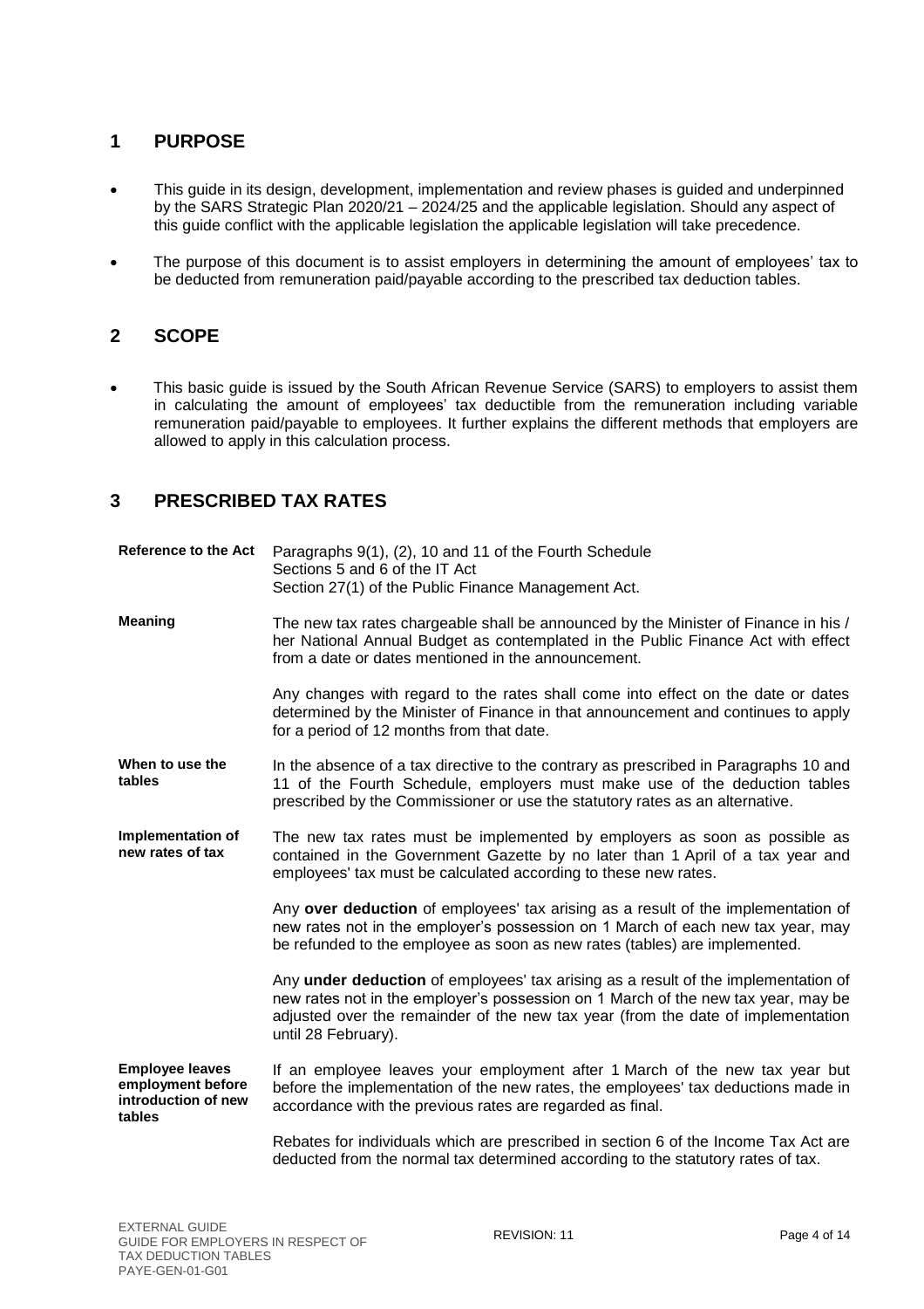## 1 PURPOSE

- This guide in its design, development, implementation and review phases is guided and underpinned by the SARS Strategic Plan 2020/21 – 2024/25 and the applicable legislation. Should any aspect of this guide conflict with the applicable legislation the applicable legislation will take precedence.
- The purpose of this document is to assist employers in determining the amount of employees' tax to be deducted from remuneration paid/payable according to the prescribed tax deduction tables.

## 2 SCOPE

- This basic guide is issued by the South African Revenue Service (SARS) to employers to assist them in calculating the amount of employees' tax deductible from the remuneration including variable remuneration paid/payable to employees. It further explains the different methods that employers are allowed to apply in this calculation process.

## 3 PRESCRIBED TAX RATES

**Reference to the Act**

Paragraphs 9(1), (2), 10 and 11 of the Fourth Schedule
Sections 5 and 6 of the IT Act
Section 27(1) of the Public Finance Management Act.

**Meaning**

The new tax rates chargeable shall be announced by the Minister of Finance in his / her National Annual Budget as contemplated in the Public Finance Act with effect from a date or dates mentioned in the announcement.

Any changes with regard to the rates shall come into effect on the date or dates determined by the Minister of Finance in that announcement and continues to apply for a period of 12 months from that date.

**When to use the tables**

In the absence of a tax directive to the contrary as prescribed in Paragraphs 10 and 11 of the Fourth Schedule, employers must make use of the deduction tables prescribed by the Commissioner or use the statutory rates as an alternative.

**Implementation of new rates of tax**

The new tax rates must be implemented by employers as soon as possible as contained in the Government Gazette by no later than 1 April of a tax year and employees' tax must be calculated according to these new rates.

Any **over deduction** of employees' tax arising as a result of the implementation of new rates not in the employer's possession on 1 March of each new tax year, may be refunded to the employee as soon as new rates (tables) are implemented.

Any **under deduction** of employees' tax arising as a result of the implementation of new rates not in the employer's possession on 1 March of the new tax year, may be adjusted over the remainder of the new tax year (from the date of implementation until 28 February).

**Employee leaves employment before introduction of new tables**

If an employee leaves your employment after 1 March of the new tax year but before the implementation of the new rates, the employees' tax deductions made in accordance with the previous rates are regarded as final.

Rebates for individuals which are prescribed in section 6 of the Income Tax Act are deducted from the normal tax determined according to the statutory rates of tax.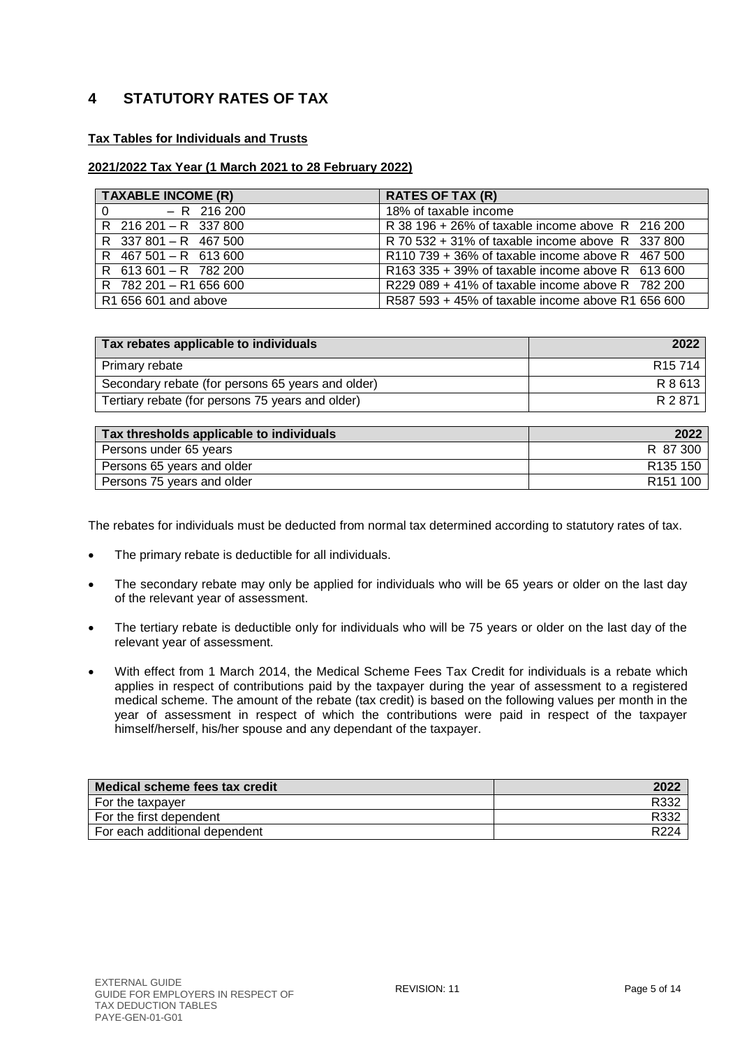## 4 STATUTORY RATES OF TAX

**Tax Tables for Individuals and Trusts**

**2021/2022 Tax Year (1 March 2021 to 28 February 2022)**

| TAXABLE INCOME (R) | RATES OF TAX (R) |
|---|---|
| 0 – R 216 200 | 18% of taxable income |
| R 216 201 – R 337 800 | R 38 196 + 26% of taxable income above R 216 200 |
| R 337 801 – R 467 500 | R 70 532 + 31% of taxable income above R 337 800 |
| R 467 501 – R 613 600 | R110 739 + 36% of taxable income above R 467 500 |
| R 613 601 – R 782 200 | R163 335 + 39% of taxable income above R 613 600 |
| R 782 201 – R1 656 600 | R229 089 + 41% of taxable income above R 782 200 |
| R1 656 601 and above | R587 593 + 45% of taxable income above R1 656 600 |

| Tax rebates applicable to individuals | 2022 |
|---|---|
| Primary rebate | R15 714 |
| Secondary rebate (for persons 65 years and older) | R 8 613 |
| Tertiary rebate (for persons 75 years and older) | R 2 871 |

| Tax thresholds applicable to individuals | 2022 |
|---|---|
| Persons under 65 years | R 87 300 |
| Persons 65 years and older | R135 150 |
| Persons 75 years and older | R151 100 |

The rebates for individuals must be deducted from normal tax determined according to statutory rates of tax.

- The primary rebate is deductible for all individuals.
- The secondary rebate may only be applied for individuals who will be 65 years or older on the last day of the relevant year of assessment.
- The tertiary rebate is deductible only for individuals who will be 75 years or older on the last day of the relevant year of assessment.
- With effect from 1 March 2014, the Medical Scheme Fees Tax Credit for individuals is a rebate which applies in respect of contributions paid by the taxpayer during the year of assessment to a registered medical scheme. The amount of the rebate (tax credit) is based on the following values per month in the year of assessment in respect of which the contributions were paid in respect of the taxpayer himself/herself, his/her spouse and any dependant of the taxpayer.

| Medical scheme fees tax credit | 2022 |
|---|---|
| For the taxpayer | R332 |
| For the first dependent | R332 |
| For each additional dependent | R224 |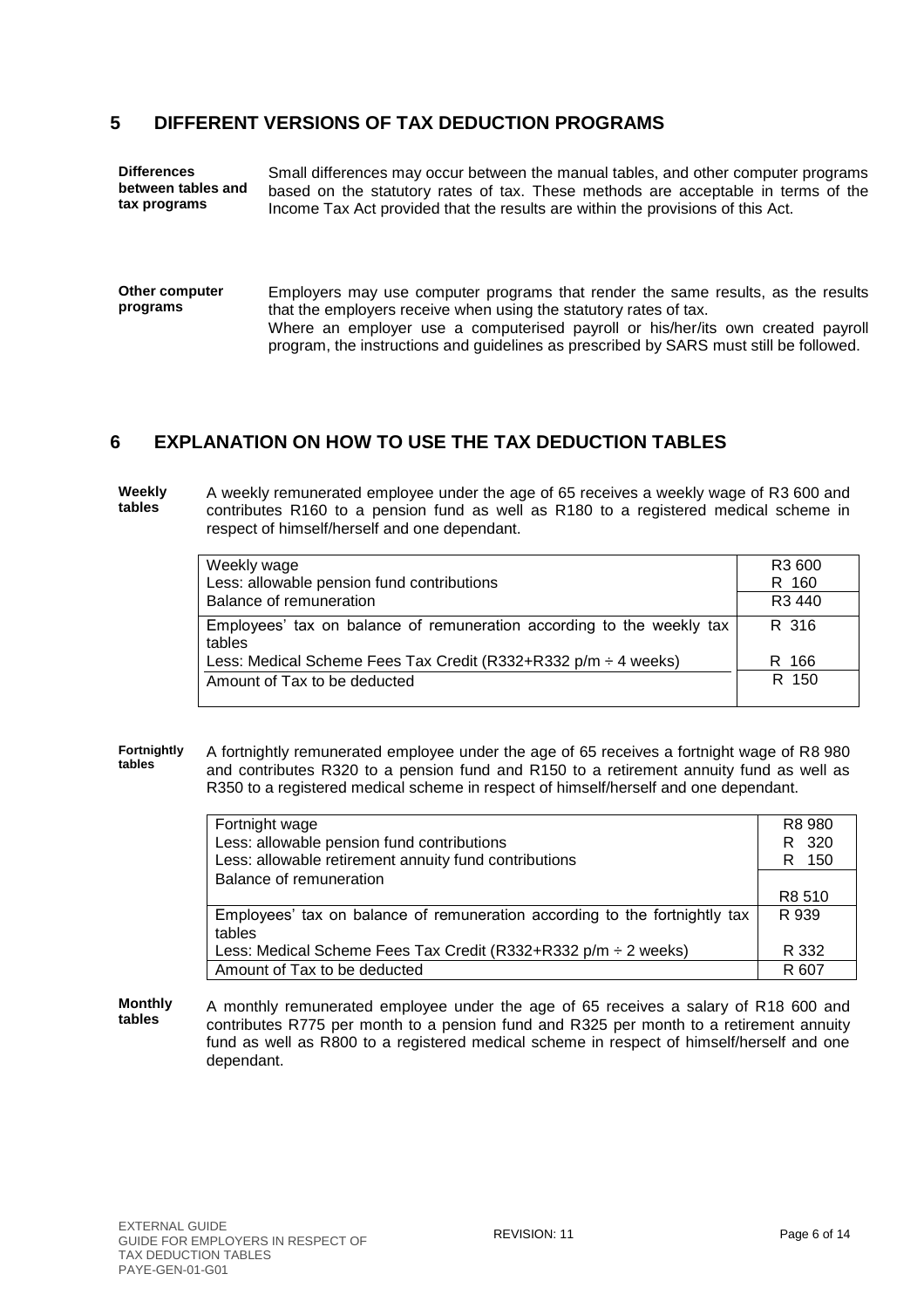## 5 DIFFERENT VERSIONS OF TAX DEDUCTION PROGRAMS

**Differences between tables and tax programs**

Small differences may occur between the manual tables, and other computer programs based on the statutory rates of tax. These methods are acceptable in terms of the Income Tax Act provided that the results are within the provisions of this Act.

**Other computer programs**

Employers may use computer programs that render the same results, as the results that the employers receive when using the statutory rates of tax.
Where an employer use a computerised payroll or his/her/its own created payroll program, the instructions and guidelines as prescribed by SARS must still be followed.

## 6 EXPLANATION ON HOW TO USE THE TAX DEDUCTION TABLES

**Weekly tables**

A weekly remunerated employee under the age of 65 receives a weekly wage of R3 600 and contributes R160 to a pension fund as well as R180 to a registered medical scheme in respect of himself/herself and one dependant.

| | |
|---|---|
| Weekly wage | R3 600 |
| Less: allowable pension fund contributions | R 160 |
| Balance of remuneration | R3 440 |
| Employees' tax on balance of remuneration according to the weekly tax tables | R 316 |
| Less: Medical Scheme Fees Tax Credit (R332+R332 p/m ÷ 4 weeks) | R 166 |
| Amount of Tax to be deducted | R 150 |

**Fortnightly tables**

A fortnightly remunerated employee under the age of 65 receives a fortnight wage of R8 980 and contributes R320 to a pension fund and R150 to a retirement annuity fund as well as R350 to a registered medical scheme in respect of himself/herself and one dependant.

| | |
|---|---|
| Fortnight wage | R8 980 |
| Less: allowable pension fund contributions | R 320 |
| Less: allowable retirement annuity fund contributions | R 150 |
| Balance of remuneration | R8 510 |
| Employees' tax on balance of remuneration according to the fortnightly tax tables | R 939 |
| Less: Medical Scheme Fees Tax Credit (R332+R332 p/m ÷ 2 weeks) | R 332 |
| Amount of Tax to be deducted | R 607 |

**Monthly tables**

A monthly remunerated employee under the age of 65 receives a salary of R18 600 and contributes R775 per month to a pension fund and R325 per month to a retirement annuity fund as well as R800 to a registered medical scheme in respect of himself/herself and one dependant.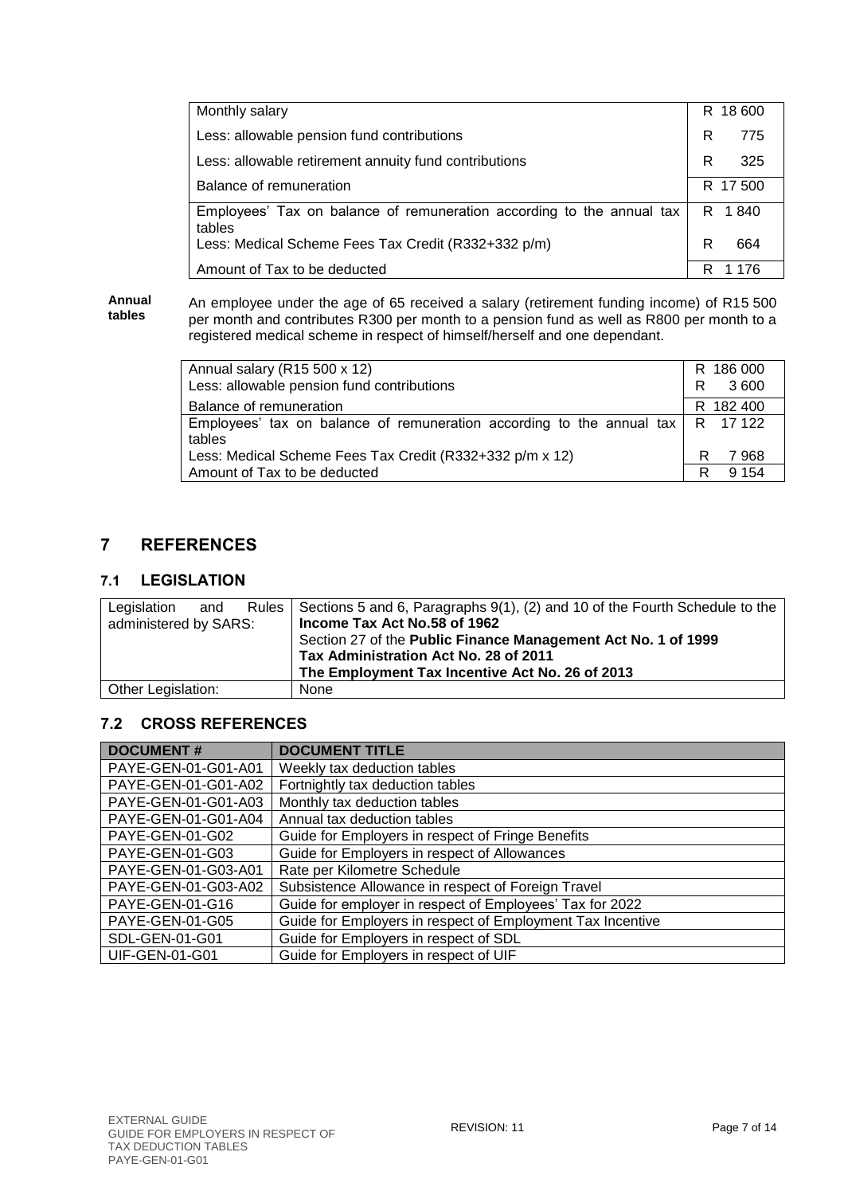| Monthly salary | R 18 600 |
|---|---|
| Less: allowable pension fund contributions | R 775 |
| Less: allowable retirement annuity fund contributions | R 325 |
| Balance of remuneration | R 17 500 |
| Employees' Tax on balance of remuneration according to the annual tax tables | R 1 840 |
| Less: Medical Scheme Fees Tax Credit (R332+332 p/m) | R 664 |
| Amount of Tax to be deducted | R 1 176 |

**Annual tables**

An employee under the age of 65 received a salary (retirement funding income) of R15 500 per month and contributes R300 per month to a pension fund as well as R800 per month to a registered medical scheme in respect of himself/herself and one dependant.

| Annual salary (R15 500 x 12) | R 186 000 |
|---|---|
| Less: allowable pension fund contributions | R 3 600 |
| Balance of remuneration | R 182 400 |
| Employees' tax on balance of remuneration according to the annual tax tables | R 17 122 |
| Less: Medical Scheme Fees Tax Credit (R332+332 p/m x 12) | R 7 968 |
| Amount of Tax to be deducted | R 9 154 |

## 7 REFERENCES

### 7.1 LEGISLATION

| Legislation and Rules administered by SARS: | Sections 5 and 6, Paragraphs 9(1), (2) and 10 of the Fourth Schedule to the **Income Tax Act No.58 of 1962**<br>Section 27 of the **Public Finance Management Act No. 1 of 1999**<br>**Tax Administration Act No. 28 of 2011**<br>**The Employment Tax Incentive Act No. 26 of 2013** |
|---|---|
| Other Legislation: | None |

### 7.2 CROSS REFERENCES

| DOCUMENT # | DOCUMENT TITLE |
|---|---|
| PAYE-GEN-01-G01-A01 | Weekly tax deduction tables |
| PAYE-GEN-01-G01-A02 | Fortnightly tax deduction tables |
| PAYE-GEN-01-G01-A03 | Monthly tax deduction tables |
| PAYE-GEN-01-G01-A04 | Annual tax deduction tables |
| PAYE-GEN-01-G02 | Guide for Employers in respect of Fringe Benefits |
| PAYE-GEN-01-G03 | Guide for Employers in respect of Allowances |
| PAYE-GEN-01-G03-A01 | Rate per Kilometre Schedule |
| PAYE-GEN-01-G03-A02 | Subsistence Allowance in respect of Foreign Travel |
| PAYE-GEN-01-G16 | Guide for employer in respect of Employees' Tax for 2022 |
| PAYE-GEN-01-G05 | Guide for Employers in respect of Employment Tax Incentive |
| SDL-GEN-01-G01 | Guide for Employers in respect of SDL |
| UIF-GEN-01-G01 | Guide for Employers in respect of UIF |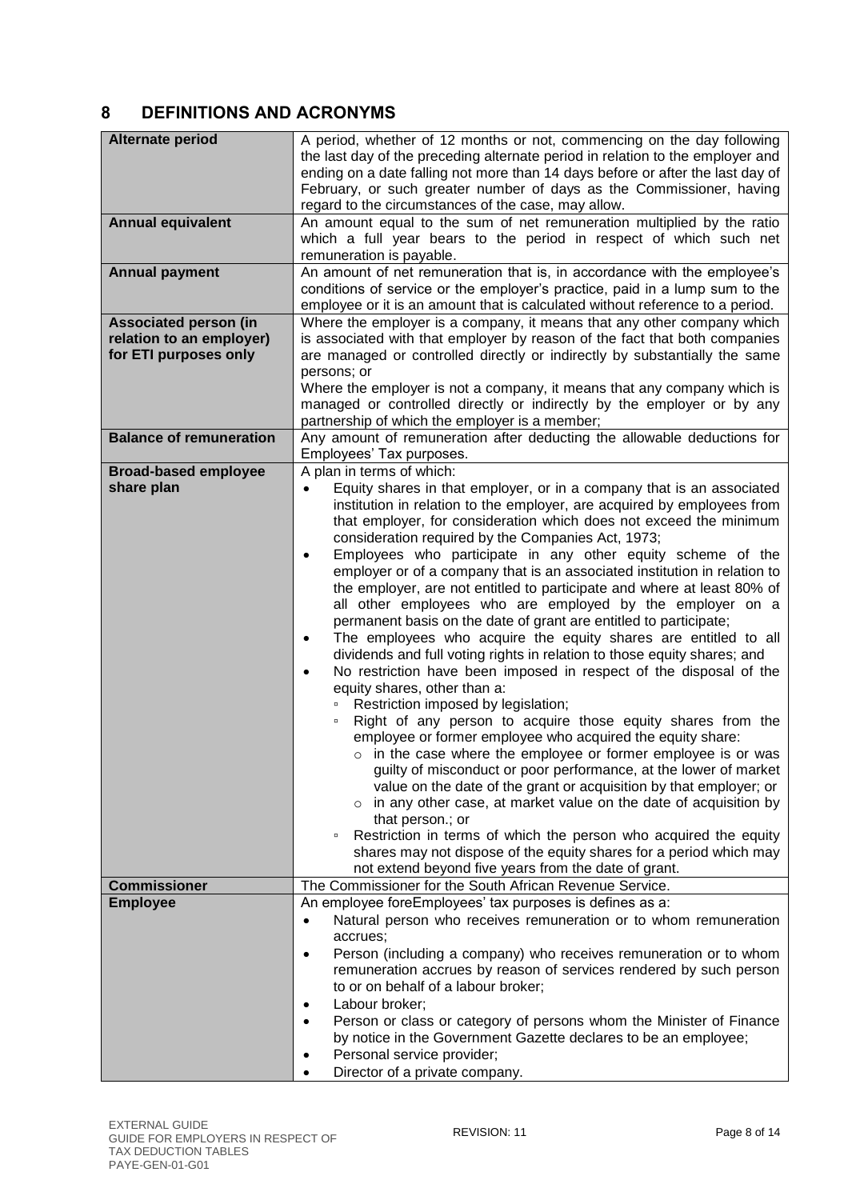## 8 DEFINITIONS AND ACRONYMS

| | |
|---|---|
| **Alternate period** | A period, whether of 12 months or not, commencing on the day following the last day of the preceding alternate period in relation to the employer and ending on a date falling not more than 14 days before or after the last day of February, or such greater number of days as the Commissioner, having regard to the circumstances of the case, may allow. |
| **Annual equivalent** | An amount equal to the sum of net remuneration multiplied by the ratio which a full year bears to the period in respect of which such net remuneration is payable. |
| **Annual payment** | An amount of net remuneration that is, in accordance with the employee's conditions of service or the employer's practice, paid in a lump sum to the employee or it is an amount that is calculated without reference to a period. |
| **Associated person (in relation to an employer) for ETI purposes only** | Where the employer is a company, it means that any other company which is associated with that employer by reason of the fact that both companies are managed or controlled directly or indirectly by substantially the same persons; or<br>Where the employer is not a company, it means that any company which is managed or controlled directly or indirectly by the employer or by any partnership of which the employer is a member; |
| **Balance of remuneration** | Any amount of remuneration after deducting the allowable deductions for Employees' Tax purposes. |
| **Broad-based employee share plan** | A plan in terms of which:<br>• Equity shares in that employer, or in a company that is an associated institution in relation to the employer, are acquired by employees from that employer, for consideration which does not exceed the minimum consideration required by the Companies Act, 1973;<br>• Employees who participate in any other equity scheme of the employer or of a company that is an associated institution in relation to the employer, are not entitled to participate and where at least 80% of all other employees who are employed by the employer on a permanent basis on the date of grant are entitled to participate;<br>• The employees who acquire the equity shares are entitled to all dividends and full voting rights in relation to those equity shares; and<br>• No restriction have been imposed in respect of the disposal of the equity shares, other than a:<br>▫ Restriction imposed by legislation;<br>▫ Right of any person to acquire those equity shares from the employee or former employee who acquired the equity share:<br>○ in the case where the employee or former employee is or was guilty of misconduct or poor performance, at the lower of market value on the date of the grant or acquisition by that employer; or<br>○ in any other case, at market value on the date of acquisition by that person.; or<br>▫ Restriction in terms of which the person who acquired the equity shares may not dispose of the equity shares for a period which may not extend beyond five years from the date of grant. |
| **Commissioner** | The Commissioner for the South African Revenue Service. |
| **Employee** | An employee foreEmployees' tax purposes is defines as a:<br>• Natural person who receives remuneration or to whom remuneration accrues;<br>• Person (including a company) who receives remuneration or to whom remuneration accrues by reason of services rendered by such person to or on behalf of a labour broker;<br>• Labour broker;<br>• Person or class or category of persons whom the Minister of Finance by notice in the Government Gazette declares to be an employee;<br>• Personal service provider;<br>• Director of a private company. |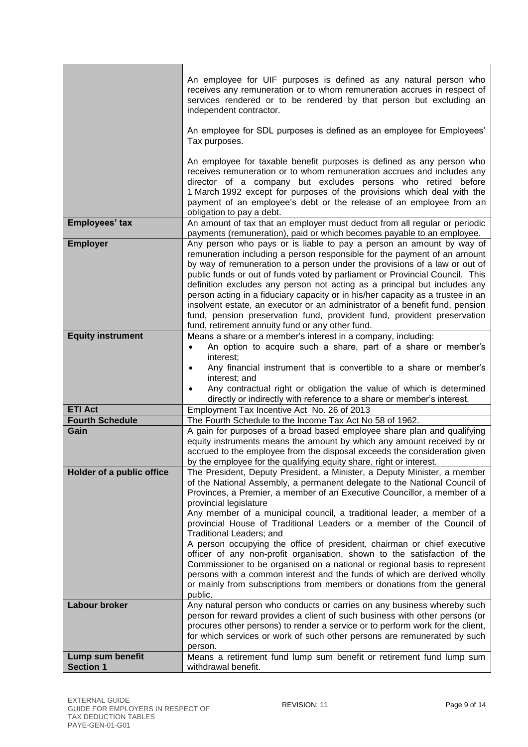| | |
|---|---|
| | An employee for UIF purposes is defined as any natural person who receives any remuneration or to whom remuneration accrues in respect of services rendered or to be rendered by that person but excluding an independent contractor.<br><br>An employee for SDL purposes is defined as an employee for Employees' Tax purposes.<br><br>An employee for taxable benefit purposes is defined as any person who receives remuneration or to whom remuneration accrues and includes any director of a company but excludes persons who retired before 1 March 1992 except for purposes of the provisions which deal with the payment of an employee's debt or the release of an employee from an obligation to pay a debt. |
| **Employees' tax** | An amount of tax that an employer must deduct from all regular or periodic payments (remuneration), paid or which becomes payable to an employee. |
| **Employer** | Any person who pays or is liable to pay a person an amount by way of remuneration including a person responsible for the payment of an amount by way of remuneration to a person under the provisions of a law or out of public funds or out of funds voted by parliament or Provincial Council. This definition excludes any person not acting as a principal but includes any person acting in a fiduciary capacity or in his/her capacity as a trustee in an insolvent estate, an executor or an administrator of a benefit fund, pension fund, pension preservation fund, provident fund, provident preservation fund, retirement annuity fund or any other fund. |
| **Equity instrument** | Means a share or a member's interest in a company, including:<br>• An option to acquire such a share, part of a share or member's interest;<br>• Any financial instrument that is convertible to a share or member's interest; and<br>• Any contractual right or obligation the value of which is determined directly or indirectly with reference to a share or member's interest. |
| **ETI Act** | Employment Tax Incentive Act No. 26 of 2013 |
| **Fourth Schedule** | The Fourth Schedule to the Income Tax Act No 58 of 1962. |
| **Gain** | A gain for purposes of a broad based employee share plan and qualifying equity instruments means the amount by which any amount received by or accrued to the employee from the disposal exceeds the consideration given by the employee for the qualifying equity share, right or interest. |
| **Holder of a public office** | The President, Deputy President, a Minister, a Deputy Minister, a member of the National Assembly, a permanent delegate to the National Council of Provinces, a Premier, a member of an Executive Councillor, a member of a provincial legislature<br>Any member of a municipal council, a traditional leader, a member of a provincial House of Traditional Leaders or a member of the Council of Traditional Leaders; and<br>A person occupying the office of president, chairman or chief executive officer of any non-profit organisation, shown to the satisfaction of the Commissioner to be organised on a national or regional basis to represent persons with a common interest and the funds of which are derived wholly or mainly from subscriptions from members or donations from the general public. |
| **Labour broker** | Any natural person who conducts or carries on any business whereby such person for reward provides a client of such business with other persons (or procures other persons) to render a service or to perform work for the client, for which services or work of such other persons are remunerated by such person. |
| **Lump sum benefit Section 1** | Means a retirement fund lump sum benefit or retirement fund lump sum withdrawal benefit. |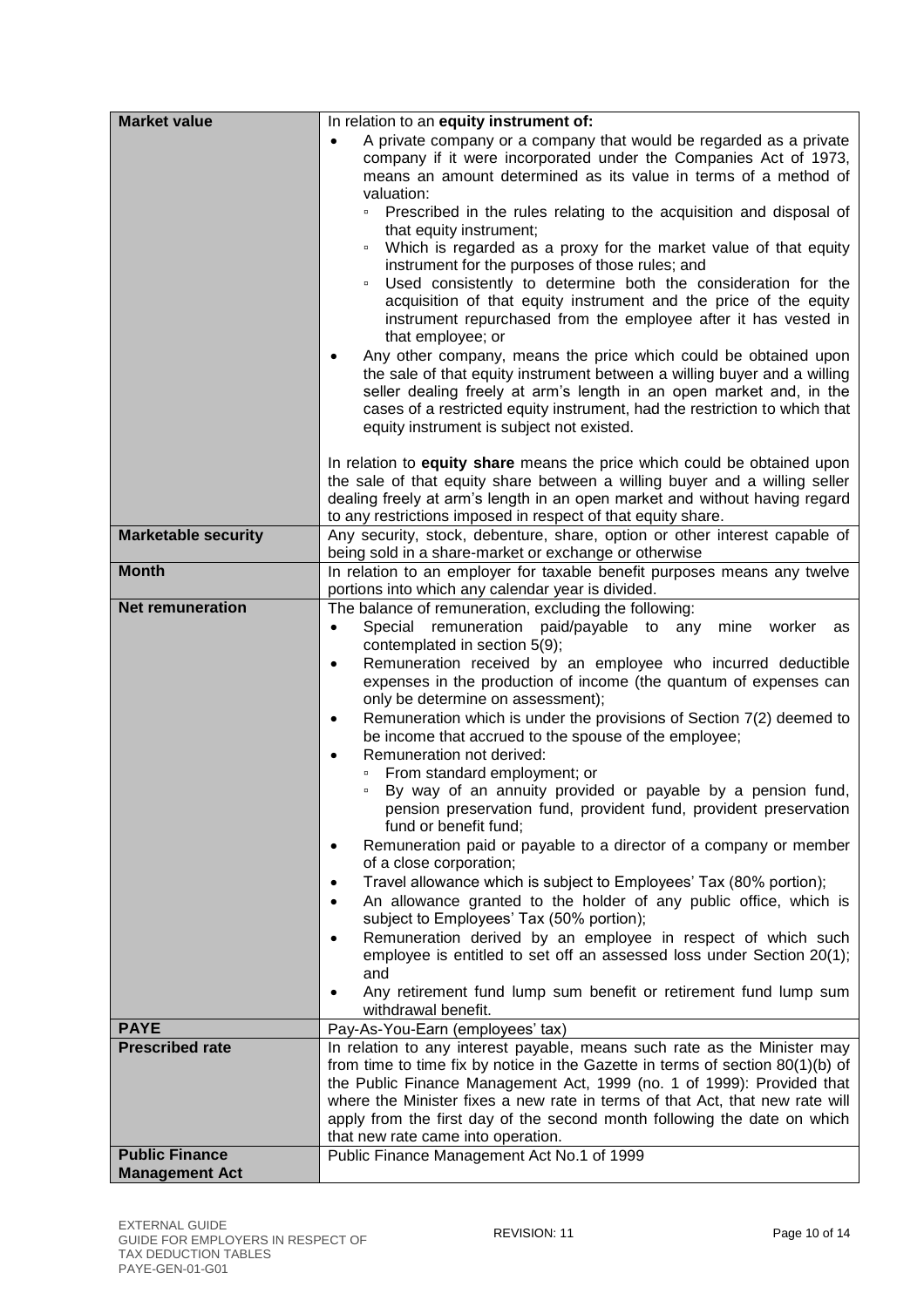| | |
|---|---|
| **Market value** | In relation to an **equity instrument of:**<br>• A private company or a company that would be regarded as a private company if it were incorporated under the Companies Act of 1973, means an amount determined as its value in terms of a method of valuation:<br>&nbsp;&nbsp;▫ Prescribed in the rules relating to the acquisition and disposal of that equity instrument;<br>&nbsp;&nbsp;▫ Which is regarded as a proxy for the market value of that equity instrument for the purposes of those rules; and<br>&nbsp;&nbsp;▫ Used consistently to determine both the consideration for the acquisition of that equity instrument and the price of the equity instrument repurchased from the employee after it has vested in that employee; or<br>• Any other company, means the price which could be obtained upon the sale of that equity instrument between a willing buyer and a willing seller dealing freely at arm's length in an open market and, in the cases of a restricted equity instrument, had the restriction to which that equity instrument is subject not existed.<br><br>In relation to **equity share** means the price which could be obtained upon the sale of that equity share between a willing buyer and a willing seller dealing freely at arm's length in an open market and without having regard to any restrictions imposed in respect of that equity share. |
| **Marketable security** | Any security, stock, debenture, share, option or other interest capable of being sold in a share-market or exchange or otherwise |
| **Month** | In relation to an employer for taxable benefit purposes means any twelve portions into which any calendar year is divided. |
| **Net remuneration** | The balance of remuneration, excluding the following:<br>• Special remuneration paid/payable to any mine worker as contemplated in section 5(9);<br>• Remuneration received by an employee who incurred deductible expenses in the production of income (the quantum of expenses can only be determine on assessment);<br>• Remuneration which is under the provisions of Section 7(2) deemed to be income that accrued to the spouse of the employee;<br>• Remuneration not derived:<br>&nbsp;&nbsp;▫ From standard employment; or<br>&nbsp;&nbsp;▫ By way of an annuity provided or payable by a pension fund, pension preservation fund, provident fund, provident preservation fund or benefit fund;<br>• Remuneration paid or payable to a director of a company or member of a close corporation;<br>• Travel allowance which is subject to Employees' Tax (80% portion);<br>• An allowance granted to the holder of any public office, which is subject to Employees' Tax (50% portion);<br>• Remuneration derived by an employee in respect of which such employee is entitled to set off an assessed loss under Section 20(1); and<br>• Any retirement fund lump sum benefit or retirement fund lump sum withdrawal benefit. |
| **PAYE** | Pay-As-You-Earn (employees' tax) |
| **Prescribed rate** | In relation to any interest payable, means such rate as the Minister may from time to time fix by notice in the Gazette in terms of section 80(1)(b) of the Public Finance Management Act, 1999 (no. 1 of 1999): Provided that where the Minister fixes a new rate in terms of that Act, that new rate will apply from the first day of the second month following the date on which that new rate came into operation. |
| **Public Finance Management Act** | Public Finance Management Act No.1 of 1999 |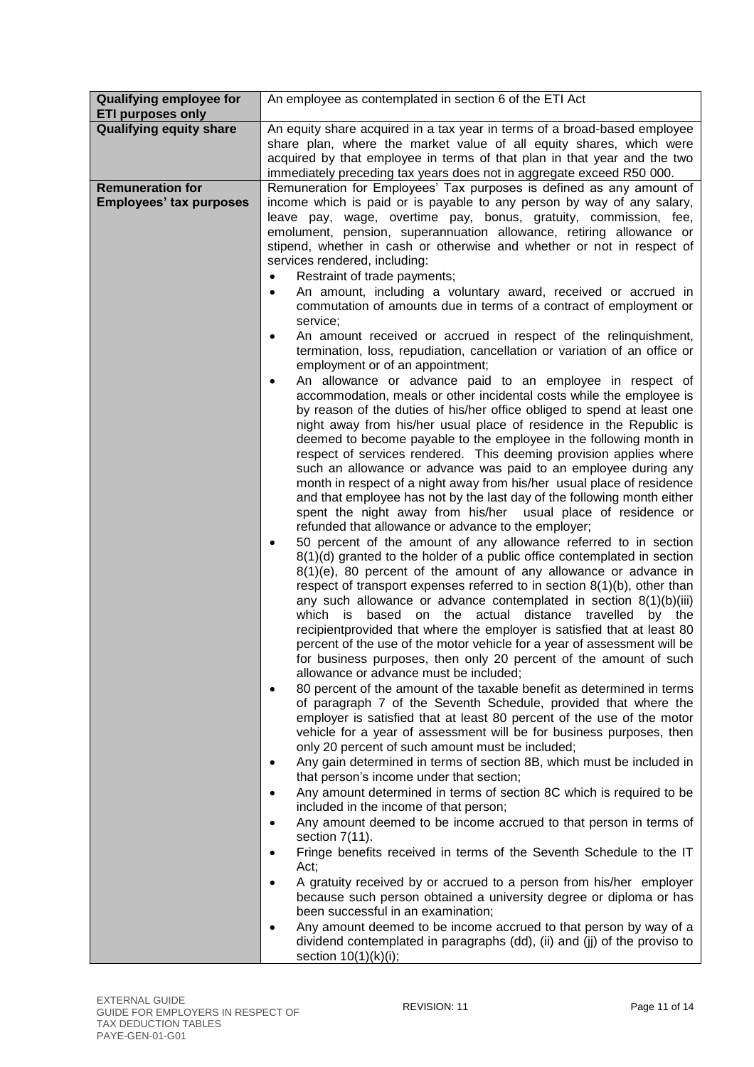| Qualifying employee for ETI purposes only | An employee as contemplated in section 6 of the ETI Act |
|---|---|
| **Qualifying equity share** | An equity share acquired in a tax year in terms of a broad-based employee share plan, where the market value of all equity shares, which were acquired by that employee in terms of that plan in that year and the two immediately preceding tax years does not in aggregate exceed R50 000. |
| **Remuneration for Employees' tax purposes** | Remuneration for Employees' Tax purposes is defined as any amount of income which is paid or is payable to any person by way of any salary, leave pay, wage, overtime pay, bonus, gratuity, commission, fee, emolument, pension, superannuation allowance, retiring allowance or stipend, whether in cash or otherwise and whether or not in respect of services rendered, including:<br>• Restraint of trade payments;<br>• An amount, including a voluntary award, received or accrued in commutation of amounts due in terms of a contract of employment or service;<br>• An amount received or accrued in respect of the relinquishment, termination, loss, repudiation, cancellation or variation of an office or employment or of an appointment;<br>• An allowance or advance paid to an employee in respect of accommodation, meals or other incidental costs while the employee is by reason of the duties of his/her office obliged to spend at least one night away from his/her usual place of residence in the Republic is deemed to become payable to the employee in the following month in respect of services rendered. This deeming provision applies where such an allowance or advance was paid to an employee during any month in respect of a night away from his/her usual place of residence and that employee has not by the last day of the following month either spent the night away from his/her usual place of residence or refunded that allowance or advance to the employer;<br>• 50 percent of the amount of any allowance referred to in section 8(1)(d) granted to the holder of a public office contemplated in section 8(1)(e), 80 percent of the amount of any allowance or advance in respect of transport expenses referred to in section 8(1)(b), other than any such allowance or advance contemplated in section 8(1)(b)(iii) which is based on the actual distance travelled by the recipientprovided that where the employer is satisfied that at least 80 percent of the use of the motor vehicle for a year of assessment will be for business purposes, then only 20 percent of the amount of such allowance or advance must be included;<br>• 80 percent of the amount of the taxable benefit as determined in terms of paragraph 7 of the Seventh Schedule, provided that where the employer is satisfied that at least 80 percent of the use of the motor vehicle for a year of assessment will be for business purposes, then only 20 percent of such amount must be included;<br>• Any gain determined in terms of section 8B, which must be included in that person's income under that section;<br>• Any amount determined in terms of section 8C which is required to be included in the income of that person;<br>• Any amount deemed to be income accrued to that person in terms of section 7(11).<br>• Fringe benefits received in terms of the Seventh Schedule to the IT Act;<br>• A gratuity received by or accrued to a person from his/her employer because such person obtained a university degree or diploma or has been successful in an examination;<br>• Any amount deemed to be income accrued to that person by way of a dividend contemplated in paragraphs (dd), (ii) and (jj) of the proviso to section 10(1)(k)(i); |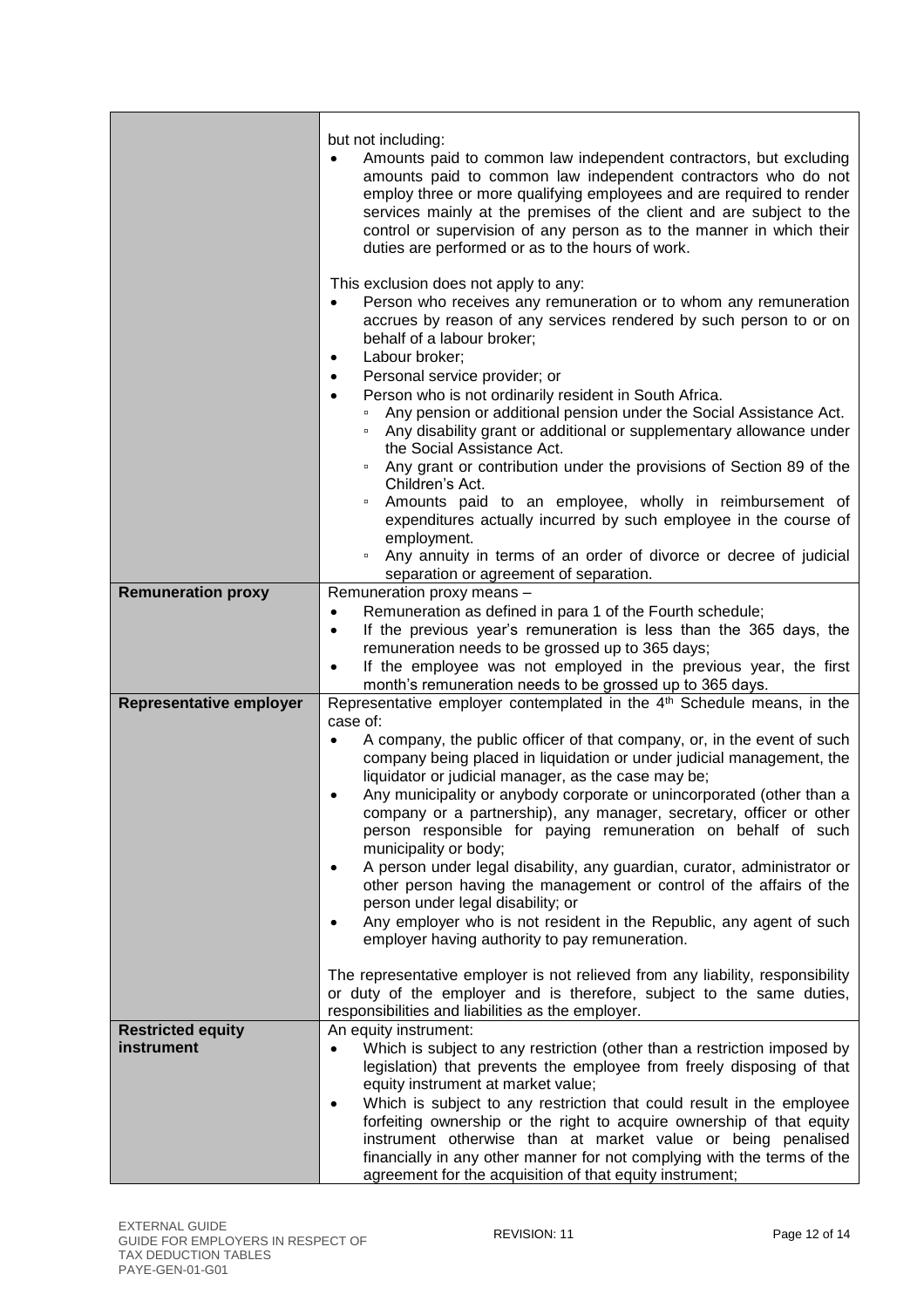| | |
|---|---|
| | but not including:<br>• Amounts paid to common law independent contractors, but excluding amounts paid to common law independent contractors who do not employ three or more qualifying employees and are required to render services mainly at the premises of the client and are subject to the control or supervision of any person as to the manner in which their duties are performed or as to the hours of work.<br><br>This exclusion does not apply to any:<br>• Person who receives any remuneration or to whom any remuneration accrues by reason of any services rendered by such person to or on behalf of a labour broker;<br>• Labour broker;<br>• Personal service provider; or<br>• Person who is not ordinarily resident in South Africa.<br>&nbsp;&nbsp;▫ Any pension or additional pension under the Social Assistance Act.<br>&nbsp;&nbsp;▫ Any disability grant or additional or supplementary allowance under the Social Assistance Act.<br>&nbsp;&nbsp;▫ Any grant or contribution under the provisions of Section 89 of the Children's Act.<br>&nbsp;&nbsp;▫ Amounts paid to an employee, wholly in reimbursement of expenditures actually incurred by such employee in the course of employment.<br>&nbsp;&nbsp;▫ Any annuity in terms of an order of divorce or decree of judicial separation or agreement of separation. |
| **Remuneration proxy** | Remuneration proxy means –<br>• Remuneration as defined in para 1 of the Fourth schedule;<br>• If the previous year's remuneration is less than the 365 days, the remuneration needs to be grossed up to 365 days;<br>• If the employee was not employed in the previous year, the first month's remuneration needs to be grossed up to 365 days. |
| **Representative employer** | Representative employer contemplated in the 4th Schedule means, in the case of:<br>• A company, the public officer of that company, or, in the event of such company being placed in liquidation or under judicial management, the liquidator or judicial manager, as the case may be;<br>• Any municipality or anybody corporate or unincorporated (other than a company or a partnership), any manager, secretary, officer or other person responsible for paying remuneration on behalf of such municipality or body;<br>• A person under legal disability, any guardian, curator, administrator or other person having the management or control of the affairs of the person under legal disability; or<br>• Any employer who is not resident in the Republic, any agent of such employer having authority to pay remuneration.<br><br>The representative employer is not relieved from any liability, responsibility or duty of the employer and is therefore, subject to the same duties, responsibilities and liabilities as the employer. |
| **Restricted equity instrument** | An equity instrument:<br>• Which is subject to any restriction (other than a restriction imposed by legislation) that prevents the employee from freely disposing of that equity instrument at market value;<br>• Which is subject to any restriction that could result in the employee forfeiting ownership or the right to acquire ownership of that equity instrument otherwise than at market value or being penalised financially in any other manner for not complying with the terms of the agreement for the acquisition of that equity instrument; |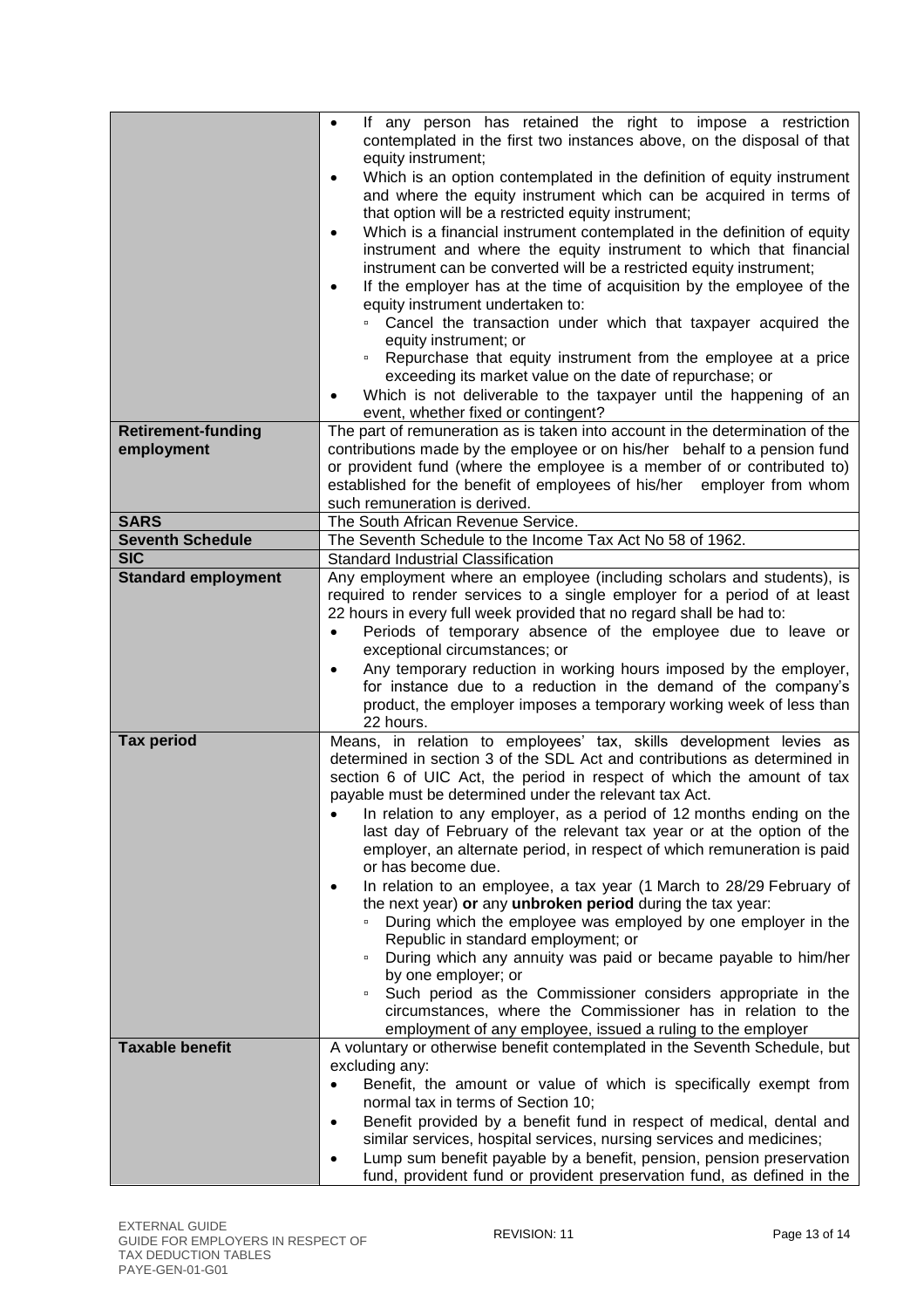| | |
|---|---|
| | • If any person has retained the right to impose a restriction contemplated in the first two instances above, on the disposal of that equity instrument;<br>• Which is an option contemplated in the definition of equity instrument and where the equity instrument which can be acquired in terms of that option will be a restricted equity instrument;<br>• Which is a financial instrument contemplated in the definition of equity instrument and where the equity instrument to which that financial instrument can be converted will be a restricted equity instrument;<br>• If the employer has at the time of acquisition by the employee of the equity instrument undertaken to:<br>▫ Cancel the transaction under which that taxpayer acquired the equity instrument; or<br>▫ Repurchase that equity instrument from the employee at a price exceeding its market value on the date of repurchase; or<br>• Which is not deliverable to the taxpayer until the happening of an event, whether fixed or contingent? |
| **Retirement-funding employment** | The part of remuneration as is taken into account in the determination of the contributions made by the employee or on his/her behalf to a pension fund or provident fund (where the employee is a member of or contributed to) established for the benefit of employees of his/her employer from whom such remuneration is derived. |
| **SARS** | The South African Revenue Service. |
| **Seventh Schedule** | The Seventh Schedule to the Income Tax Act No 58 of 1962. |
| **SIC** | Standard Industrial Classification |
| **Standard employment** | Any employment where an employee (including scholars and students), is required to render services to a single employer for a period of at least 22 hours in every full week provided that no regard shall be had to:<br>• Periods of temporary absence of the employee due to leave or exceptional circumstances; or<br>• Any temporary reduction in working hours imposed by the employer, for instance due to a reduction in the demand of the company's product, the employer imposes a temporary working week of less than 22 hours. |
| **Tax period** | Means, in relation to employees' tax, skills development levies as determined in section 3 of the SDL Act and contributions as determined in section 6 of UIC Act, the period in respect of which the amount of tax payable must be determined under the relevant tax Act.<br>• In relation to any employer, as a period of 12 months ending on the last day of February of the relevant tax year or at the option of the employer, an alternate period, in respect of which remuneration is paid or has become due.<br>• In relation to an employee, a tax year (1 March to 28/29 February of the next year) **or** any **unbroken period** during the tax year:<br>▫ During which the employee was employed by one employer in the Republic in standard employment; or<br>▫ During which any annuity was paid or became payable to him/her by one employer; or<br>▫ Such period as the Commissioner considers appropriate in the circumstances, where the Commissioner has in relation to the employment of any employee, issued a ruling to the employer |
| **Taxable benefit** | A voluntary or otherwise benefit contemplated in the Seventh Schedule, but excluding any:<br>• Benefit, the amount or value of which is specifically exempt from normal tax in terms of Section 10;<br>• Benefit provided by a benefit fund in respect of medical, dental and similar services, hospital services, nursing services and medicines;<br>• Lump sum benefit payable by a benefit, pension, pension preservation fund, provident fund or provident preservation fund, as defined in the |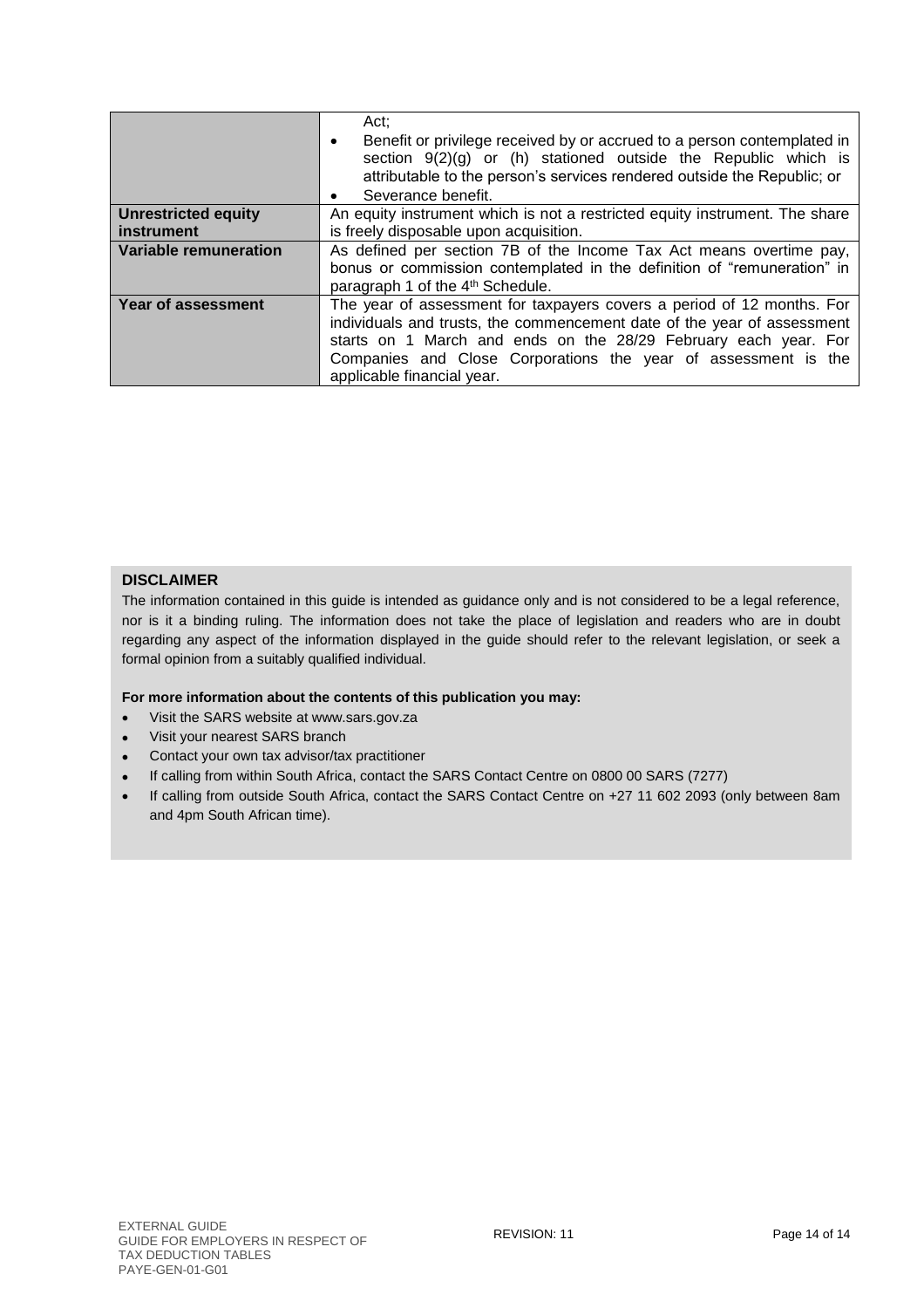| | |
|---|---|
| | Act;<br>• Benefit or privilege received by or accrued to a person contemplated in section 9(2)(g) or (h) stationed outside the Republic which is attributable to the person's services rendered outside the Republic; or<br>• Severance benefit. |
| **Unrestricted equity instrument** | An equity instrument which is not a restricted equity instrument. The share is freely disposable upon acquisition. |
| **Variable remuneration** | As defined per section 7B of the Income Tax Act means overtime pay, bonus or commission contemplated in the definition of "remuneration" in paragraph 1 of the 4th Schedule. |
| **Year of assessment** | The year of assessment for taxpayers covers a period of 12 months. For individuals and trusts, the commencement date of the year of assessment starts on 1 March and ends on the 28/29 February each year. For Companies and Close Corporations the year of assessment is the applicable financial year. |

**DISCLAIMER**

The information contained in this guide is intended as guidance only and is not considered to be a legal reference, nor is it a binding ruling. The information does not take the place of legislation and readers who are in doubt regarding any aspect of the information displayed in the guide should refer to the relevant legislation, or seek a formal opinion from a suitably qualified individual.

**For more information about the contents of this publication you may:**

- Visit the SARS website at www.sars.gov.za
- Visit your nearest SARS branch
- Contact your own tax advisor/tax practitioner
- If calling from within South Africa, contact the SARS Contact Centre on 0800 00 SARS (7277)
- If calling from outside South Africa, contact the SARS Contact Centre on +27 11 602 2093 (only between 8am and 4pm South African time).